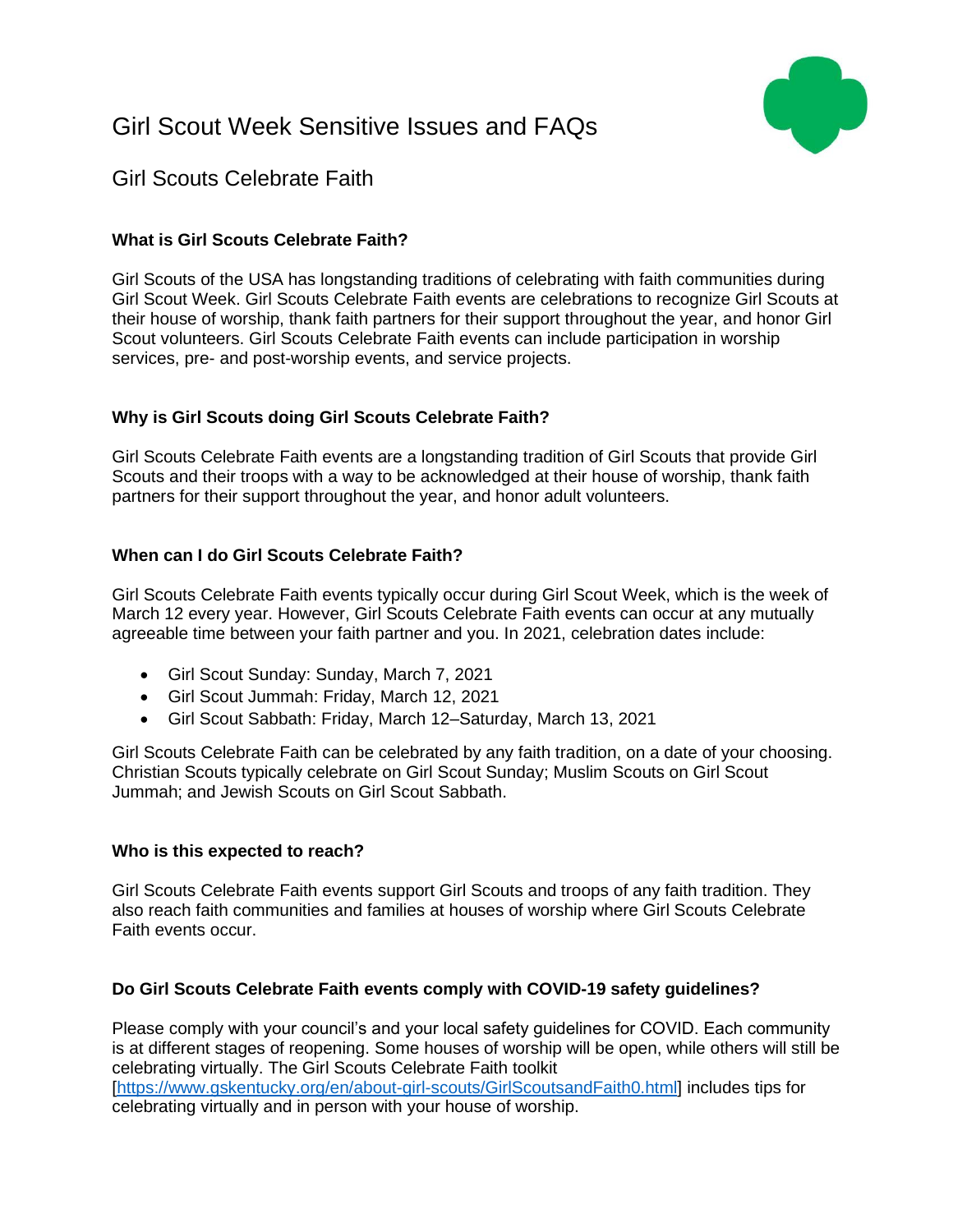# Girl Scout Week Sensitive Issues and FAQs

## Girl Scouts Celebrate Faith

**What is Girl Scouts Celebrate Faith?**

Girl Scouts of the USA has longstanding traditions of celebrating with faith communities during Girl Scout Week. Girl Scouts Celebrate Faith events are celebrations to recognize Girl Scouts at their house of worship, thank faith partners for their support throughout the year, and honor Girl Scout volunteers. Girl Scouts Celebrate Faith events can include participation in worship services, pre- and post-worship events, and service projects.

**Why is Girl Scouts doing Girl Scouts Celebrate Faith?**

Girl Scouts Celebrate Faith events are a longstanding tradition of Girl Scouts that provide Girl Scouts and their troops with a way to be acknowledged at their house of worship, thank faith partners for their support throughout the year, and honor adult volunteers.

**When can I do Girl Scouts Celebrate Faith?**

Girl Scouts Celebrate Faith events typically occur during Girl Scout Week, which is the week of March 12 every year. However, Girl Scouts Celebrate Faith events can occur at any mutually agreeable time between your faith partner and you. In 2021, celebration dates include:

- Girl Scout Sunday: Sunday, March 7, 2021
- Girl Scout Jummah: Friday, March 12, 2021
- Girl Scout Sabbath: Friday, March 12–Saturday, March 13, 2021

Girl Scouts Celebrate Faith can be celebrated by any faith tradition, on a date of your choosing. Christian Scouts typically celebrate on Girl Scout Sunday; Muslim Scouts on Girl Scout Jummah; and Jewish Scouts on Girl Scout Sabbath.

**Who is this expected to reach?**

Girl Scouts Celebrate Faith events support Girl Scouts and troops of any faith tradition. They also reach faith communities and families at houses of worship where Girl Scouts Celebrate Faith events occur.

**Do Girl Scouts Celebrate Faith events comply with COVID-19 safety guidelines?**

Please comply with your council's and your local safety guidelines for COVID. Each community is at different stages of reopening. Some houses of worship will be open, while others will still be celebrating virtually. The Girl Scouts Celebrate Faith toolkit [https://www.gskentucky.org/en/about-girl-scouts/GirlScoutsandFaith0.html] includes tips for celebrating virtually and in person with your house of worship.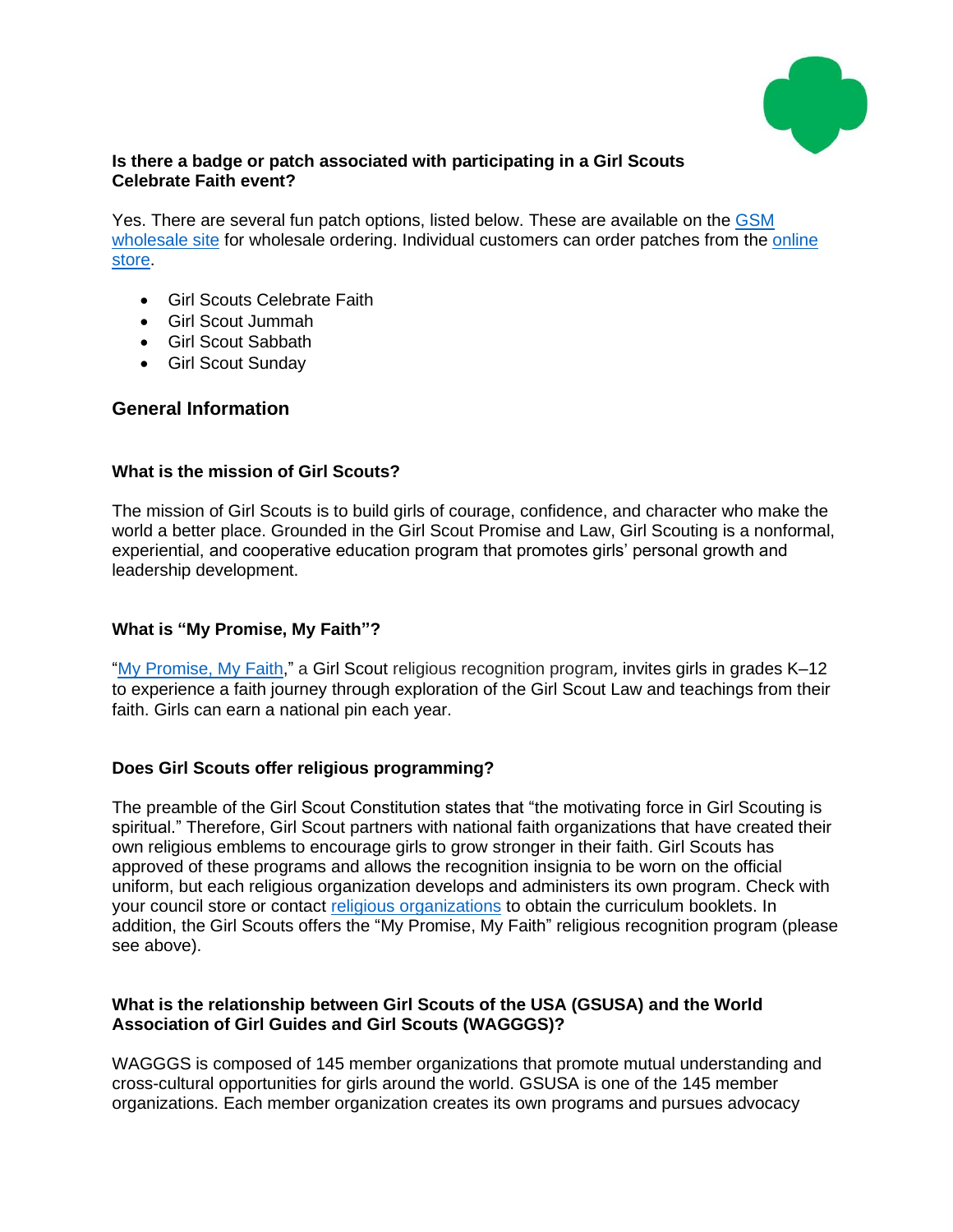**Is there a badge or patch associated with participating in a Girl Scouts Celebrate Faith event?**

Yes. There are several fun patch options, listed below. These are available on the GSM wholesale site for wholesale ordering. Individual customers can order patches from the online store.

- Girl Scouts Celebrate Faith
- Girl Scout Jummah
- Girl Scout Sabbath
- Girl Scout Sunday

## General Information

**What is the mission of Girl Scouts?**

The mission of Girl Scouts is to build girls of courage, confidence, and character who make the world a better place. Grounded in the Girl Scout Promise and Law, Girl Scouting is a nonformal, experiential, and cooperative education program that promotes girls' personal growth and leadership development.

**What is "My Promise, My Faith"?**

"My Promise, My Faith," a Girl Scout religious recognition program, invites girls in grades K–12 to experience a faith journey through exploration of the Girl Scout Law and teachings from their faith. Girls can earn a national pin each year.

**Does Girl Scouts offer religious programming?**

The preamble of the Girl Scout Constitution states that "the motivating force in Girl Scouting is spiritual." Therefore, Girl Scout partners with national faith organizations that have created their own religious emblems to encourage girls to grow stronger in their faith. Girl Scouts has approved of these programs and allows the recognition insignia to be worn on the official uniform, but each religious organization develops and administers its own program. Check with your council store or contact religious organizations to obtain the curriculum booklets. In addition, the Girl Scouts offers the "My Promise, My Faith" religious recognition program (please see above).

**What is the relationship between Girl Scouts of the USA (GSUSA) and the World Association of Girl Guides and Girl Scouts (WAGGGS)?**

WAGGGS is composed of 145 member organizations that promote mutual understanding and cross-cultural opportunities for girls around the world. GSUSA is one of the 145 member organizations. Each member organization creates its own programs and pursues advocacy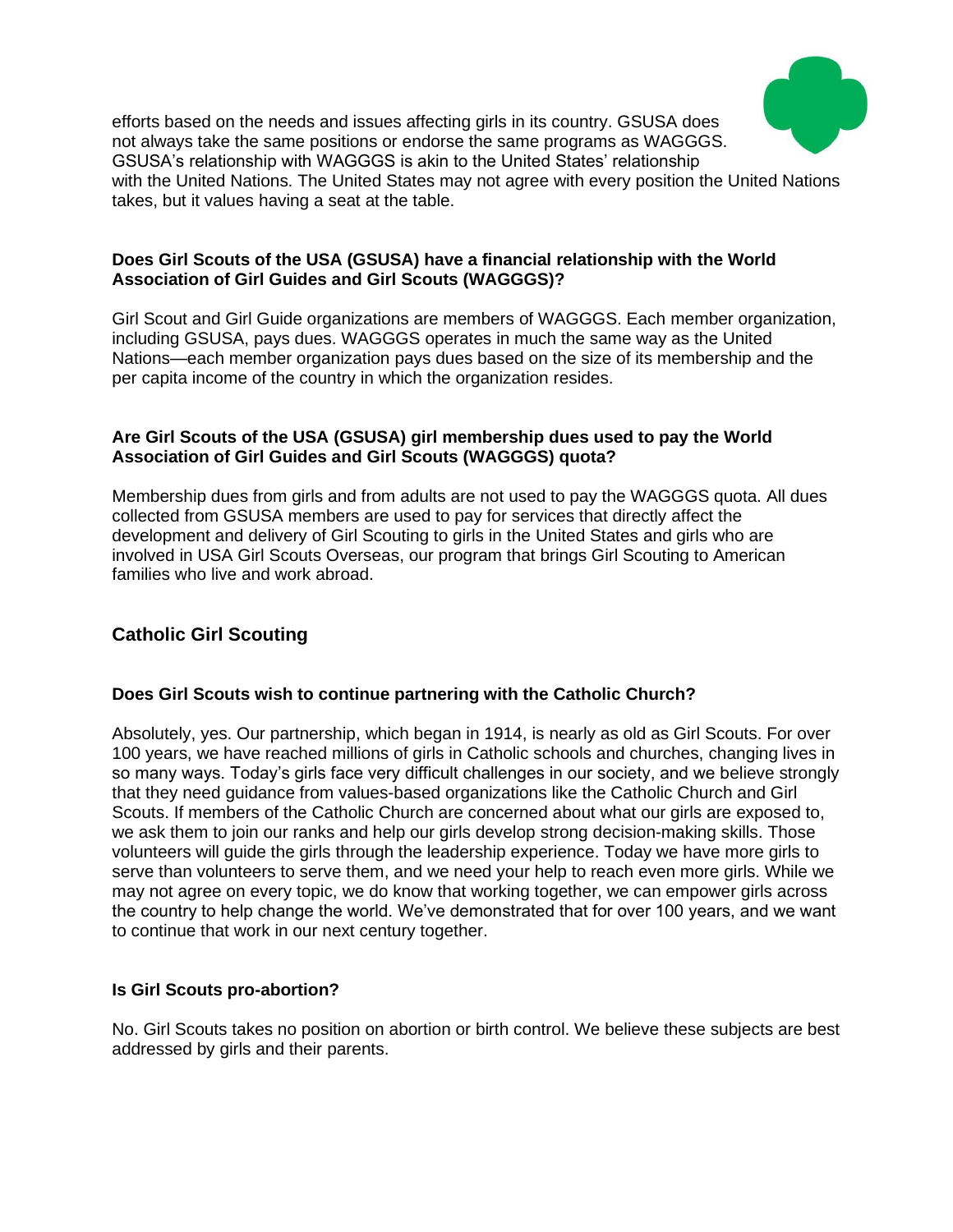efforts based on the needs and issues affecting girls in its country. GSUSA does not always take the same positions or endorse the same programs as WAGGGS. GSUSA's relationship with WAGGGS is akin to the United States' relationship with the United Nations. The United States may not agree with every position the United Nations takes, but it values having a seat at the table.

**Does Girl Scouts of the USA (GSUSA) have a financial relationship with the World Association of Girl Guides and Girl Scouts (WAGGGS)?**

Girl Scout and Girl Guide organizations are members of WAGGGS. Each member organization, including GSUSA, pays dues. WAGGGS operates in much the same way as the United Nations—each member organization pays dues based on the size of its membership and the per capita income of the country in which the organization resides.

**Are Girl Scouts of the USA (GSUSA) girl membership dues used to pay the World Association of Girl Guides and Girl Scouts (WAGGGS) quota?**

Membership dues from girls and from adults are not used to pay the WAGGGS quota. All dues collected from GSUSA members are used to pay for services that directly affect the development and delivery of Girl Scouting to girls in the United States and girls who are involved in USA Girl Scouts Overseas, our program that brings Girl Scouting to American families who live and work abroad.

## Catholic Girl Scouting

**Does Girl Scouts wish to continue partnering with the Catholic Church?**

Absolutely, yes. Our partnership, which began in 1914, is nearly as old as Girl Scouts. For over 100 years, we have reached millions of girls in Catholic schools and churches, changing lives in so many ways. Today's girls face very difficult challenges in our society, and we believe strongly that they need guidance from values-based organizations like the Catholic Church and Girl Scouts. If members of the Catholic Church are concerned about what our girls are exposed to, we ask them to join our ranks and help our girls develop strong decision-making skills. Those volunteers will guide the girls through the leadership experience. Today we have more girls to serve than volunteers to serve them, and we need your help to reach even more girls. While we may not agree on every topic, we do know that working together, we can empower girls across the country to help change the world. We've demonstrated that for over 100 years, and we want to continue that work in our next century together.

**Is Girl Scouts pro-abortion?**

No. Girl Scouts takes no position on abortion or birth control. We believe these subjects are best addressed by girls and their parents.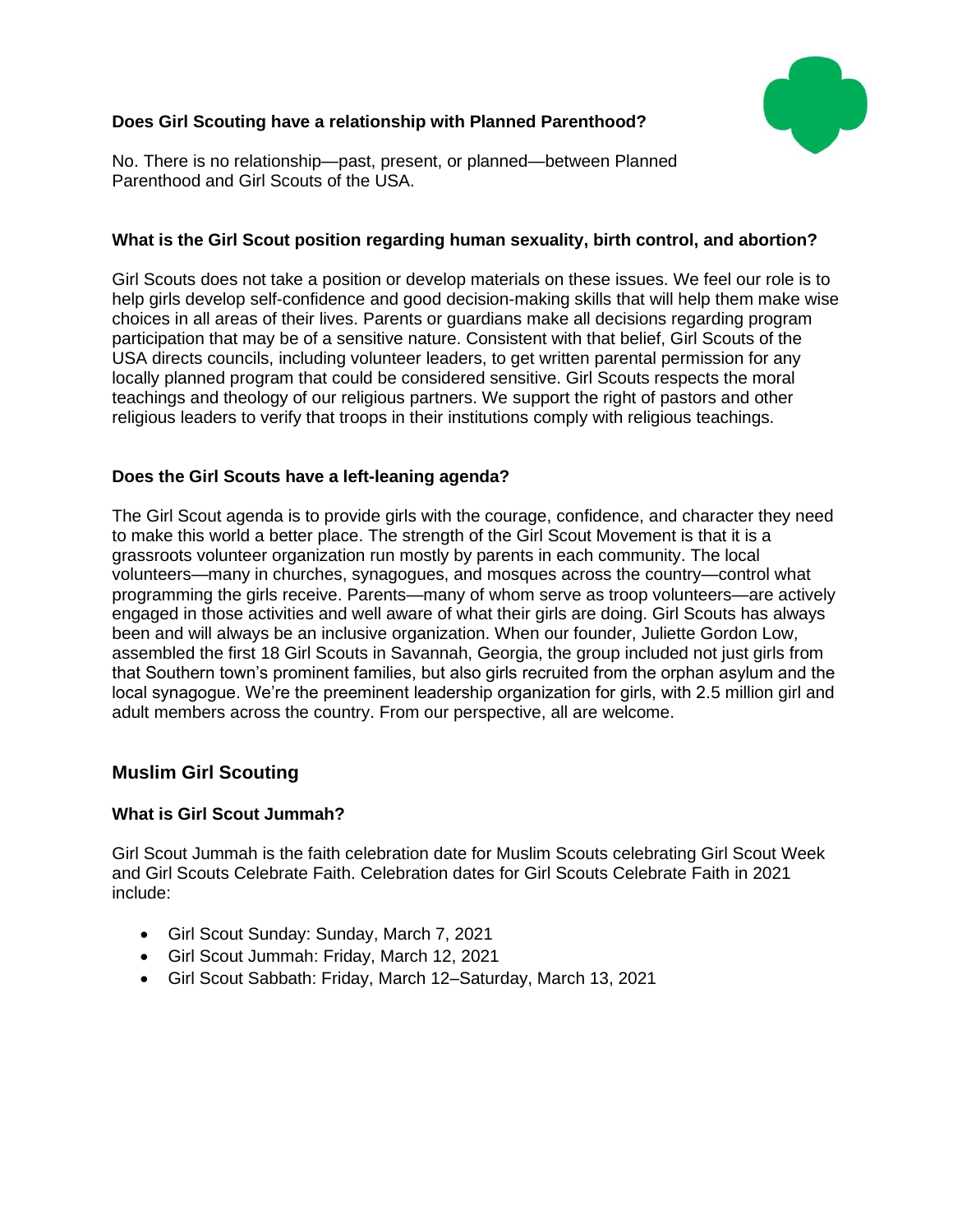### Does Girl Scouting have a relationship with Planned Parenthood?

No. There is no relationship—past, present, or planned—between Planned Parenthood and Girl Scouts of the USA.

### What is the Girl Scout position regarding human sexuality, birth control, and abortion?

Girl Scouts does not take a position or develop materials on these issues. We feel our role is to help girls develop self-confidence and good decision-making skills that will help them make wise choices in all areas of their lives. Parents or guardians make all decisions regarding program participation that may be of a sensitive nature. Consistent with that belief, Girl Scouts of the USA directs councils, including volunteer leaders, to get written parental permission for any locally planned program that could be considered sensitive. Girl Scouts respects the moral teachings and theology of our religious partners. We support the right of pastors and other religious leaders to verify that troops in their institutions comply with religious teachings.

### Does the Girl Scouts have a left-leaning agenda?

The Girl Scout agenda is to provide girls with the courage, confidence, and character they need to make this world a better place. The strength of the Girl Scout Movement is that it is a grassroots volunteer organization run mostly by parents in each community. The local volunteers—many in churches, synagogues, and mosques across the country—control what programming the girls receive. Parents—many of whom serve as troop volunteers—are actively engaged in those activities and well aware of what their girls are doing. Girl Scouts has always been and will always be an inclusive organization. When our founder, Juliette Gordon Low, assembled the first 18 Girl Scouts in Savannah, Georgia, the group included not just girls from that Southern town's prominent families, but also girls recruited from the orphan asylum and the local synagogue. We're the preeminent leadership organization for girls, with 2.5 million girl and adult members across the country. From our perspective, all are welcome.

## Muslim Girl Scouting

### What is Girl Scout Jummah?

Girl Scout Jummah is the faith celebration date for Muslim Scouts celebrating Girl Scout Week and Girl Scouts Celebrate Faith. Celebration dates for Girl Scouts Celebrate Faith in 2021 include:

- Girl Scout Sunday: Sunday, March 7, 2021
- Girl Scout Jummah: Friday, March 12, 2021
- Girl Scout Sabbath: Friday, March 12–Saturday, March 13, 2021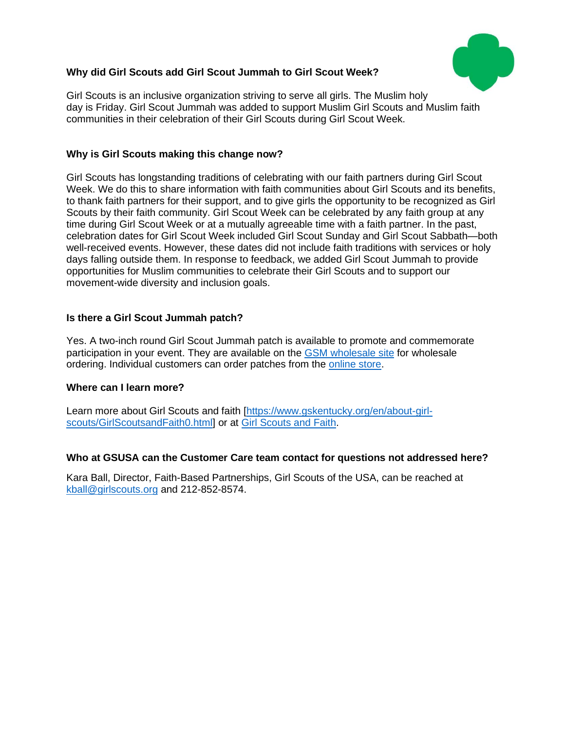**Why did Girl Scouts add Girl Scout Jummah to Girl Scout Week?**

Girl Scouts is an inclusive organization striving to serve all girls. The Muslim holy day is Friday. Girl Scout Jummah was added to support Muslim Girl Scouts and Muslim faith communities in their celebration of their Girl Scouts during Girl Scout Week.

**Why is Girl Scouts making this change now?**

Girl Scouts has longstanding traditions of celebrating with our faith partners during Girl Scout Week. We do this to share information with faith communities about Girl Scouts and its benefits, to thank faith partners for their support, and to give girls the opportunity to be recognized as Girl Scouts by their faith community. Girl Scout Week can be celebrated by any faith group at any time during Girl Scout Week or at a mutually agreeable time with a faith partner. In the past, celebration dates for Girl Scout Week included Girl Scout Sunday and Girl Scout Sabbath—both well-received events. However, these dates did not include faith traditions with services or holy days falling outside them. In response to feedback, we added Girl Scout Jummah to provide opportunities for Muslim communities to celebrate their Girl Scouts and to support our movement-wide diversity and inclusion goals.

**Is there a Girl Scout Jummah patch?**

Yes. A two-inch round Girl Scout Jummah patch is available to promote and commemorate participation in your event. They are available on the GSM wholesale site for wholesale ordering. Individual customers can order patches from the online store.

**Where can I learn more?**

Learn more about Girl Scouts and faith [https://www.gskentucky.org/en/about-girl-scouts/GirlScoutsandFaith0.html] or at Girl Scouts and Faith.

**Who at GSUSA can the Customer Care team contact for questions not addressed here?**

Kara Ball, Director, Faith-Based Partnerships, Girl Scouts of the USA, can be reached at kball@girlscouts.org and 212-852-8574.